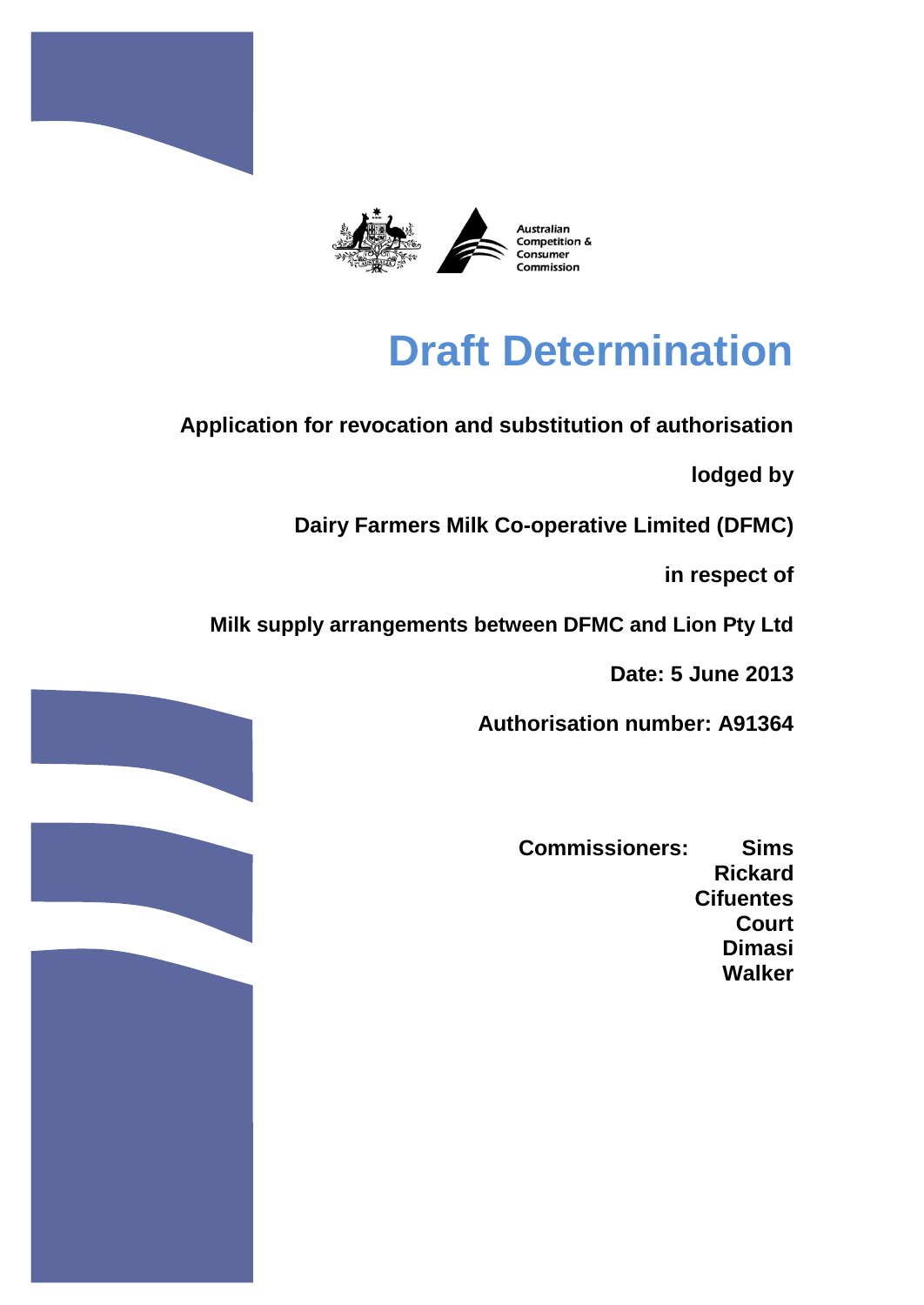Australian Competition & Consumer Commission

# Draft Determination

**Application for revocation and substitution of authorisation**

**lodged by**

**Dairy Farmers Milk Co-operative Limited (DFMC)**

**in respect of**

**Milk supply arrangements between DFMC and Lion Pty Ltd**

**Date: 5 June 2013**

**Authorisation number: A91364**

**Commissioners:**
**Sims**
**Rickard**
**Cifuentes**
**Court**
**Dimasi**
**Walker**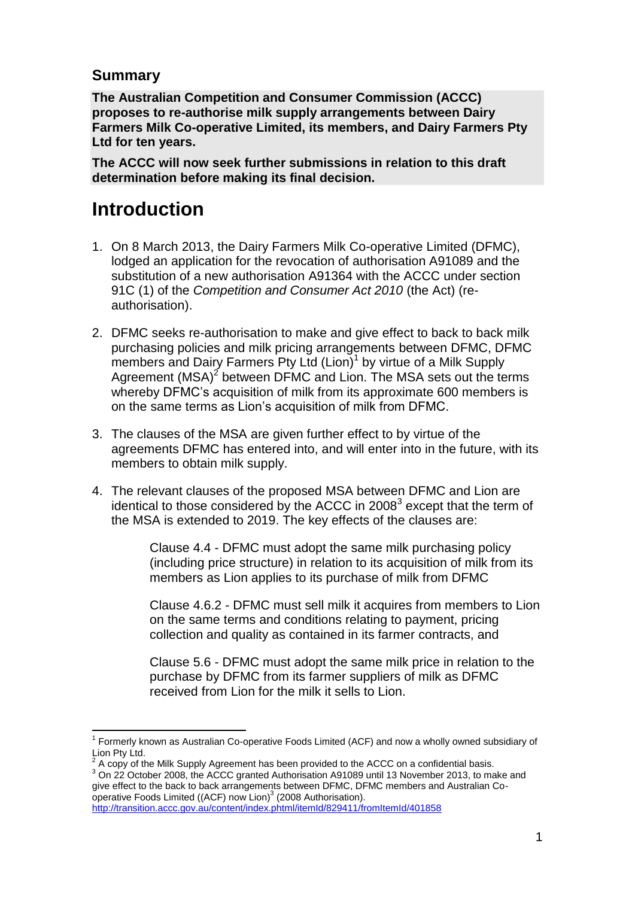## Summary

**The Australian Competition and Consumer Commission (ACCC) proposes to re-authorise milk supply arrangements between Dairy Farmers Milk Co-operative Limited, its members, and Dairy Farmers Pty Ltd for ten years.**

**The ACCC will now seek further submissions in relation to this draft determination before making its final decision.**

# Introduction

1. On 8 March 2013, the Dairy Farmers Milk Co-operative Limited (DFMC), lodged an application for the revocation of authorisation A91089 and the substitution of a new authorisation A91364 with the ACCC under section 91C (1) of the *Competition and Consumer Act 2010* (the Act) (re-authorisation).

2. DFMC seeks re-authorisation to make and give effect to back to back milk purchasing policies and milk pricing arrangements between DFMC, DFMC members and Dairy Farmers Pty Ltd (Lion)[1] by virtue of a Milk Supply Agreement (MSA)[2] between DFMC and Lion. The MSA sets out the terms whereby DFMC's acquisition of milk from its approximate 600 members is on the same terms as Lion's acquisition of milk from DFMC.

3. The clauses of the MSA are given further effect to by virtue of the agreements DFMC has entered into, and will enter into in the future, with its members to obtain milk supply.

4. The relevant clauses of the proposed MSA between DFMC and Lion are identical to those considered by the ACCC in 2008[3] except that the term of the MSA is extended to 2019. The key effects of the clauses are:

   Clause 4.4 - DFMC must adopt the same milk purchasing policy (including price structure) in relation to its acquisition of milk from its members as Lion applies to its purchase of milk from DFMC

   Clause 4.6.2 - DFMC must sell milk it acquires from members to Lion on the same terms and conditions relating to payment, pricing collection and quality as contained in its farmer contracts, and

   Clause 5.6 - DFMC must adopt the same milk price in relation to the purchase by DFMC from its farmer suppliers of milk as DFMC received from Lion for the milk it sells to Lion.

---

[1] Formerly known as Australian Co-operative Foods Limited (ACF) and now a wholly owned subsidiary of Lion Pty Ltd.

[2] A copy of the Milk Supply Agreement has been provided to the ACCC on a confidential basis.

[3] On 22 October 2008, the ACCC granted Authorisation A91089 until 13 November 2013, to make and give effect to the back to back arrangements between DFMC, DFMC members and Australian Co-operative Foods Limited ((ACF) now Lion)[3] (2008 Authorisation). http://transition.accc.gov.au/content/index.phtml/itemId/829411/fromItemId/401858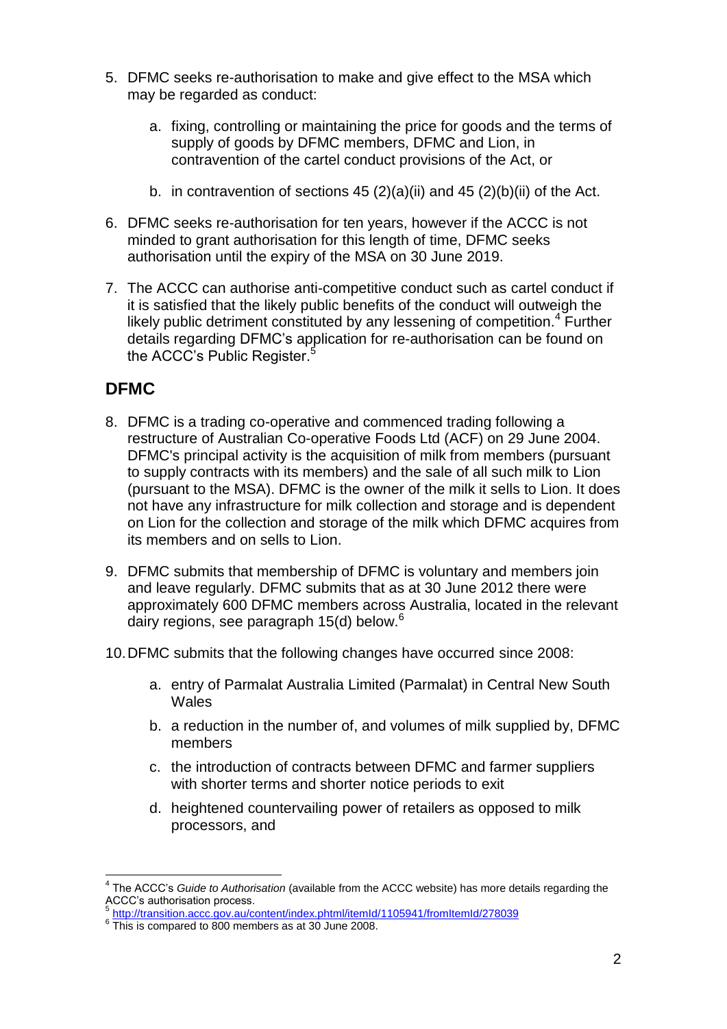5. DFMC seeks re-authorisation to make and give effect to the MSA which may be regarded as conduct:

    a. fixing, controlling or maintaining the price for goods and the terms of supply of goods by DFMC members, DFMC and Lion, in contravention of the cartel conduct provisions of the Act, or

    b. in contravention of sections 45 (2)(a)(ii) and 45 (2)(b)(ii) of the Act.

6. DFMC seeks re-authorisation for ten years, however if the ACCC is not minded to grant authorisation for this length of time, DFMC seeks authorisation until the expiry of the MSA on 30 June 2019.

7. The ACCC can authorise anti-competitive conduct such as cartel conduct if it is satisfied that the likely public benefits of the conduct will outweigh the likely public detriment constituted by any lessening of competition.[4] Further details regarding DFMC's application for re-authorisation can be found on the ACCC's Public Register.[5]

## DFMC

8. DFMC is a trading co-operative and commenced trading following a restructure of Australian Co-operative Foods Ltd (ACF) on 29 June 2004. DFMC's principal activity is the acquisition of milk from members (pursuant to supply contracts with its members) and the sale of all such milk to Lion (pursuant to the MSA). DFMC is the owner of the milk it sells to Lion. It does not have any infrastructure for milk collection and storage and is dependent on Lion for the collection and storage of the milk which DFMC acquires from its members and on sells to Lion.

9. DFMC submits that membership of DFMC is voluntary and members join and leave regularly. DFMC submits that as at 30 June 2012 there were approximately 600 DFMC members across Australia, located in the relevant dairy regions, see paragraph 15(d) below.[6]

10. DFMC submits that the following changes have occurred since 2008:

    a. entry of Parmalat Australia Limited (Parmalat) in Central New South Wales

    b. a reduction in the number of, and volumes of milk supplied by, DFMC members

    c. the introduction of contracts between DFMC and farmer suppliers with shorter terms and shorter notice periods to exit

    d. heightened countervailing power of retailers as opposed to milk processors, and

---

[4] The ACCC's *Guide to Authorisation* (available from the ACCC website) has more details regarding the ACCC's authorisation process.

[5] http://transition.accc.gov.au/content/index.phtml/itemId/1105941/fromItemId/278039

[6] This is compared to 800 members as at 30 June 2008.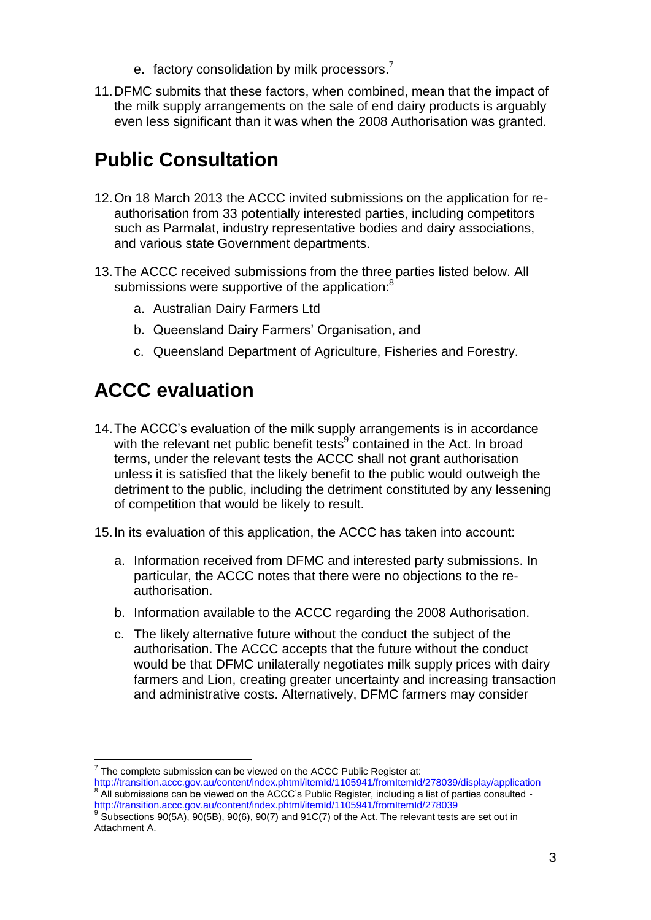e. factory consolidation by milk processors.[7]

11. DFMC submits that these factors, when combined, mean that the impact of the milk supply arrangements on the sale of end dairy products is arguably even less significant than it was when the 2008 Authorisation was granted.

## Public Consultation

12. On 18 March 2013 the ACCC invited submissions on the application for re-authorisation from 33 potentially interested parties, including competitors such as Parmalat, industry representative bodies and dairy associations, and various state Government departments.

13. The ACCC received submissions from the three parties listed below. All submissions were supportive of the application:[8]

    a. Australian Dairy Farmers Ltd

    b. Queensland Dairy Farmers' Organisation, and

    c. Queensland Department of Agriculture, Fisheries and Forestry.

## ACCC evaluation

14. The ACCC's evaluation of the milk supply arrangements is in accordance with the relevant net public benefit tests[9] contained in the Act. In broad terms, under the relevant tests the ACCC shall not grant authorisation unless it is satisfied that the likely benefit to the public would outweigh the detriment to the public, including the detriment constituted by any lessening of competition that would be likely to result.

15. In its evaluation of this application, the ACCC has taken into account:

    a. Information received from DFMC and interested party submissions. In particular, the ACCC notes that there were no objections to the re-authorisation.

    b. Information available to the ACCC regarding the 2008 Authorisation.

    c. The likely alternative future without the conduct the subject of the authorisation. The ACCC accepts that the future without the conduct would be that DFMC unilaterally negotiates milk supply prices with dairy farmers and Lion, creating greater uncertainty and increasing transaction and administrative costs. Alternatively, DFMC farmers may consider

---

[7] The complete submission can be viewed on the ACCC Public Register at: http://transition.accc.gov.au/content/index.phtml/itemId/1105941/fromItemId/278039/display/application

[8] All submissions can be viewed on the ACCC's Public Register, including a list of parties consulted - http://transition.accc.gov.au/content/index.phtml/itemId/1105941/fromItemId/278039

[9] Subsections 90(5A), 90(5B), 90(6), 90(7) and 91C(7) of the Act. The relevant tests are set out in Attachment A.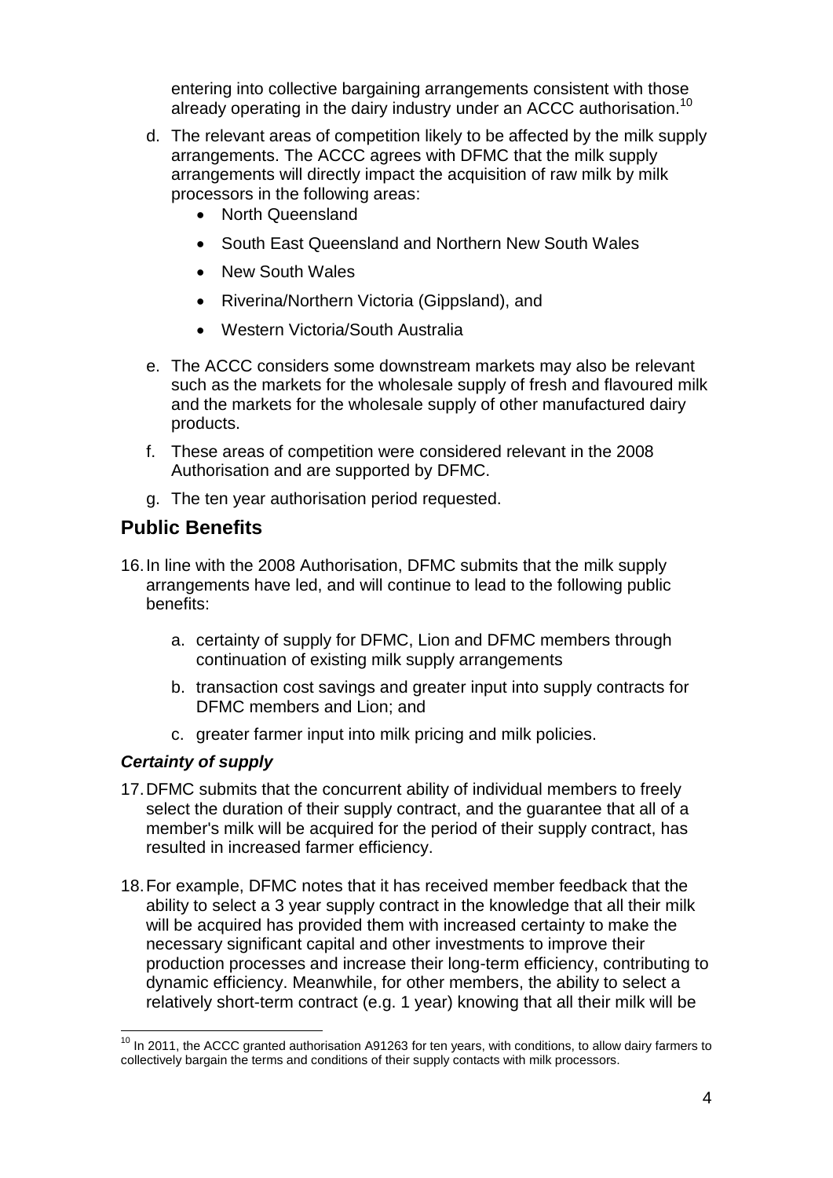entering into collective bargaining arrangements consistent with those already operating in the dairy industry under an ACCC authorisation.[10]

d. The relevant areas of competition likely to be affected by the milk supply arrangements. The ACCC agrees with DFMC that the milk supply arrangements will directly impact the acquisition of raw milk by milk processors in the following areas:
   - North Queensland
   - South East Queensland and Northern New South Wales
   - New South Wales
   - Riverina/Northern Victoria (Gippsland), and
   - Western Victoria/South Australia
e. The ACCC considers some downstream markets may also be relevant such as the markets for the wholesale supply of fresh and flavoured milk and the markets for the wholesale supply of other manufactured dairy products.
f. These areas of competition were considered relevant in the 2008 Authorisation and are supported by DFMC.
g. The ten year authorisation period requested.

## Public Benefits

16. In line with the 2008 Authorisation, DFMC submits that the milk supply arrangements have led, and will continue to lead to the following public benefits:

    a. certainty of supply for DFMC, Lion and DFMC members through continuation of existing milk supply arrangements

    b. transaction cost savings and greater input into supply contracts for DFMC members and Lion; and

    c. greater farmer input into milk pricing and milk policies.

### *Certainty of supply*

17. DFMC submits that the concurrent ability of individual members to freely select the duration of their supply contract, and the guarantee that all of a member's milk will be acquired for the period of their supply contract, has resulted in increased farmer efficiency.

18. For example, DFMC notes that it has received member feedback that the ability to select a 3 year supply contract in the knowledge that all their milk will be acquired has provided them with increased certainty to make the necessary significant capital and other investments to improve their production processes and increase their long-term efficiency, contributing to dynamic efficiency. Meanwhile, for other members, the ability to select a relatively short-term contract (e.g. 1 year) knowing that all their milk will be

[10] In 2011, the ACCC granted authorisation A91263 for ten years, with conditions, to allow dairy farmers to collectively bargain the terms and conditions of their supply contacts with milk processors.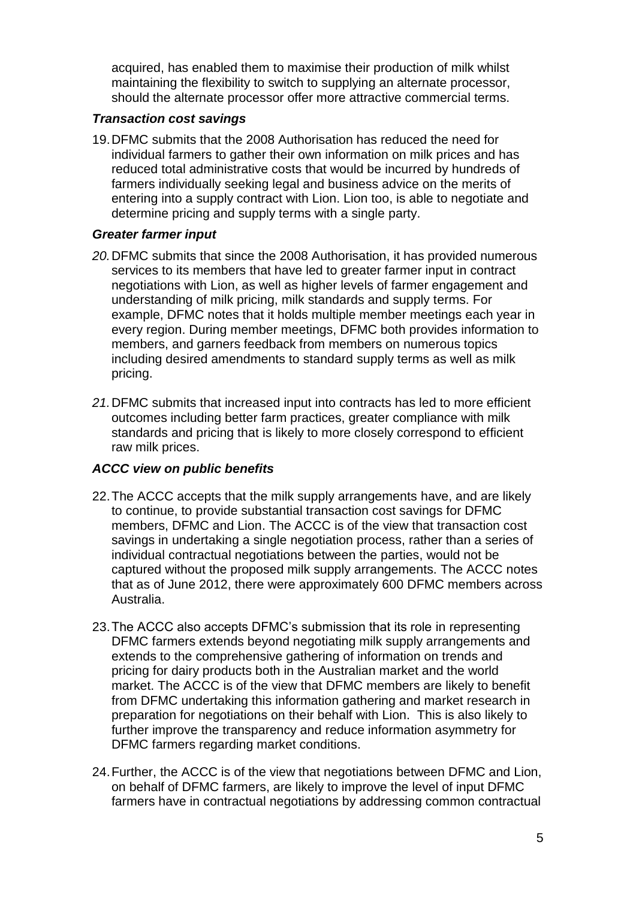acquired, has enabled them to maximise their production of milk whilst maintaining the flexibility to switch to supplying an alternate processor, should the alternate processor offer more attractive commercial terms.

### *Transaction cost savings*

19. DFMC submits that the 2008 Authorisation has reduced the need for individual farmers to gather their own information on milk prices and has reduced total administrative costs that would be incurred by hundreds of farmers individually seeking legal and business advice on the merits of entering into a supply contract with Lion. Lion too, is able to negotiate and determine pricing and supply terms with a single party.

### *Greater farmer input*

20. DFMC submits that since the 2008 Authorisation, it has provided numerous services to its members that have led to greater farmer input in contract negotiations with Lion, as well as higher levels of farmer engagement and understanding of milk pricing, milk standards and supply terms. For example, DFMC notes that it holds multiple member meetings each year in every region. During member meetings, DFMC both provides information to members, and garners feedback from members on numerous topics including desired amendments to standard supply terms as well as milk pricing.

21. DFMC submits that increased input into contracts has led to more efficient outcomes including better farm practices, greater compliance with milk standards and pricing that is likely to more closely correspond to efficient raw milk prices.

### *ACCC view on public benefits*

22. The ACCC accepts that the milk supply arrangements have, and are likely to continue, to provide substantial transaction cost savings for DFMC members, DFMC and Lion. The ACCC is of the view that transaction cost savings in undertaking a single negotiation process, rather than a series of individual contractual negotiations between the parties, would not be captured without the proposed milk supply arrangements. The ACCC notes that as of June 2012, there were approximately 600 DFMC members across Australia.

23. The ACCC also accepts DFMC's submission that its role in representing DFMC farmers extends beyond negotiating milk supply arrangements and extends to the comprehensive gathering of information on trends and pricing for dairy products both in the Australian market and the world market. The ACCC is of the view that DFMC members are likely to benefit from DFMC undertaking this information gathering and market research in preparation for negotiations on their behalf with Lion. This is also likely to further improve the transparency and reduce information asymmetry for DFMC farmers regarding market conditions.

24. Further, the ACCC is of the view that negotiations between DFMC and Lion, on behalf of DFMC farmers, are likely to improve the level of input DFMC farmers have in contractual negotiations by addressing common contractual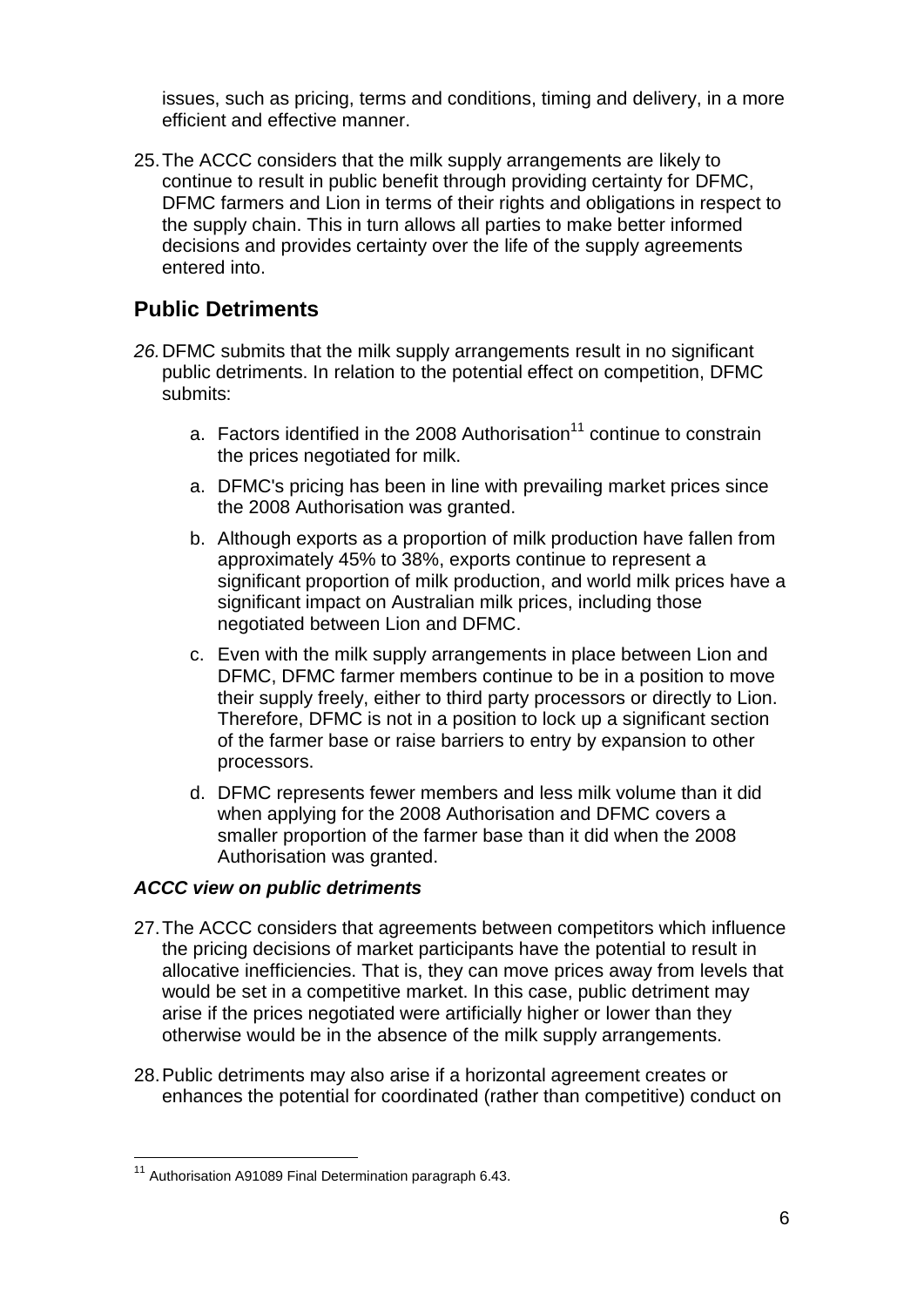issues, such as pricing, terms and conditions, timing and delivery, in a more efficient and effective manner.

25. The ACCC considers that the milk supply arrangements are likely to continue to result in public benefit through providing certainty for DFMC, DFMC farmers and Lion in terms of their rights and obligations in respect to the supply chain. This in turn allows all parties to make better informed decisions and provides certainty over the life of the supply agreements entered into.

## Public Detriments

*26.* DFMC submits that the milk supply arrangements result in no significant public detriments. In relation to the potential effect on competition, DFMC submits:

a. Factors identified in the 2008 Authorisation[11] continue to constrain the prices negotiated for milk.

a. DFMC's pricing has been in line with prevailing market prices since the 2008 Authorisation was granted.

b. Although exports as a proportion of milk production have fallen from approximately 45% to 38%, exports continue to represent a significant proportion of milk production, and world milk prices have a significant impact on Australian milk prices, including those negotiated between Lion and DFMC.

c. Even with the milk supply arrangements in place between Lion and DFMC, DFMC farmer members continue to be in a position to move their supply freely, either to third party processors or directly to Lion. Therefore, DFMC is not in a position to lock up a significant section of the farmer base or raise barriers to entry by expansion to other processors.

d. DFMC represents fewer members and less milk volume than it did when applying for the 2008 Authorisation and DFMC covers a smaller proportion of the farmer base than it did when the 2008 Authorisation was granted.

### *ACCC view on public detriments*

27. The ACCC considers that agreements between competitors which influence the pricing decisions of market participants have the potential to result in allocative inefficiencies. That is, they can move prices away from levels that would be set in a competitive market. In this case, public detriment may arise if the prices negotiated were artificially higher or lower than they otherwise would be in the absence of the milk supply arrangements.

28. Public detriments may also arise if a horizontal agreement creates or enhances the potential for coordinated (rather than competitive) conduct on

[11] Authorisation A91089 Final Determination paragraph 6.43.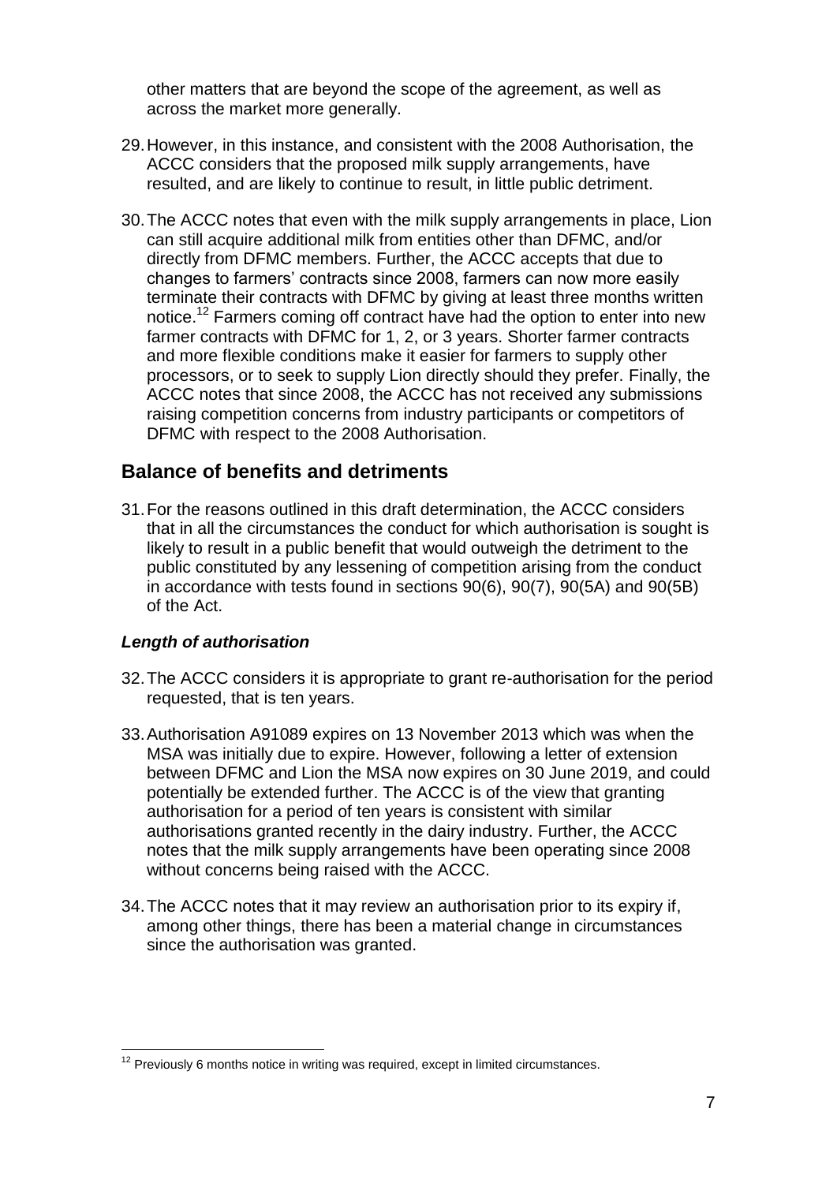other matters that are beyond the scope of the agreement, as well as across the market more generally.

29. However, in this instance, and consistent with the 2008 Authorisation, the ACCC considers that the proposed milk supply arrangements, have resulted, and are likely to continue to result, in little public detriment.

30. The ACCC notes that even with the milk supply arrangements in place, Lion can still acquire additional milk from entities other than DFMC, and/or directly from DFMC members. Further, the ACCC accepts that due to changes to farmers' contracts since 2008, farmers can now more easily terminate their contracts with DFMC by giving at least three months written notice.[12] Farmers coming off contract have had the option to enter into new farmer contracts with DFMC for 1, 2, or 3 years. Shorter farmer contracts and more flexible conditions make it easier for farmers to supply other processors, or to seek to supply Lion directly should they prefer. Finally, the ACCC notes that since 2008, the ACCC has not received any submissions raising competition concerns from industry participants or competitors of DFMC with respect to the 2008 Authorisation.

## Balance of benefits and detriments

31. For the reasons outlined in this draft determination, the ACCC considers that in all the circumstances the conduct for which authorisation is sought is likely to result in a public benefit that would outweigh the detriment to the public constituted by any lessening of competition arising from the conduct in accordance with tests found in sections 90(6), 90(7), 90(5A) and 90(5B) of the Act.

### *Length of authorisation*

32. The ACCC considers it is appropriate to grant re-authorisation for the period requested, that is ten years.

33. Authorisation A91089 expires on 13 November 2013 which was when the MSA was initially due to expire. However, following a letter of extension between DFMC and Lion the MSA now expires on 30 June 2019, and could potentially be extended further. The ACCC is of the view that granting authorisation for a period of ten years is consistent with similar authorisations granted recently in the dairy industry. Further, the ACCC notes that the milk supply arrangements have been operating since 2008 without concerns being raised with the ACCC.

34. The ACCC notes that it may review an authorisation prior to its expiry if, among other things, there has been a material change in circumstances since the authorisation was granted.

---

[12] Previously 6 months notice in writing was required, except in limited circumstances.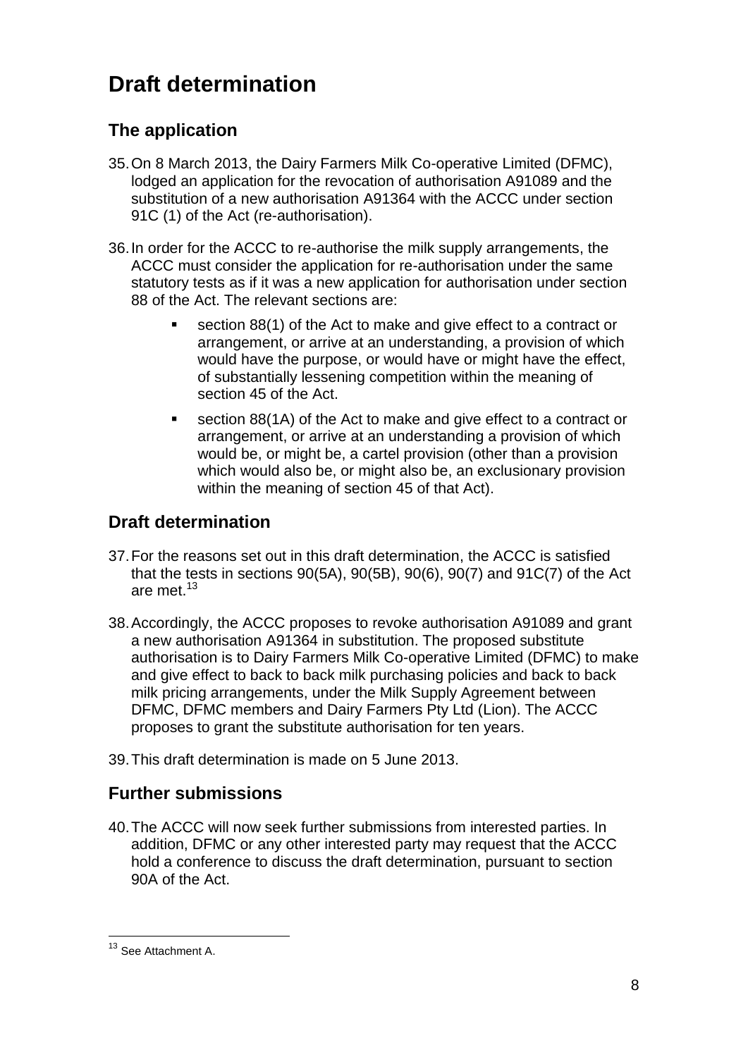# Draft determination

## The application

35. On 8 March 2013, the Dairy Farmers Milk Co-operative Limited (DFMC), lodged an application for the revocation of authorisation A91089 and the substitution of a new authorisation A91364 with the ACCC under section 91C (1) of the Act (re-authorisation).

36. In order for the ACCC to re-authorise the milk supply arrangements, the ACCC must consider the application for re-authorisation under the same statutory tests as if it was a new application for authorisation under section 88 of the Act. The relevant sections are:

   - section 88(1) of the Act to make and give effect to a contract or arrangement, or arrive at an understanding, a provision of which would have the purpose, or would have or might have the effect, of substantially lessening competition within the meaning of section 45 of the Act.
   - section 88(1A) of the Act to make and give effect to a contract or arrangement, or arrive at an understanding a provision of which would be, or might be, a cartel provision (other than a provision which would also be, or might also be, an exclusionary provision within the meaning of section 45 of that Act).

## Draft determination

37. For the reasons set out in this draft determination, the ACCC is satisfied that the tests in sections 90(5A), 90(5B), 90(6), 90(7) and 91C(7) of the Act are met.[13]

38. Accordingly, the ACCC proposes to revoke authorisation A91089 and grant a new authorisation A91364 in substitution. The proposed substitute authorisation is to Dairy Farmers Milk Co-operative Limited (DFMC) to make and give effect to back to back milk purchasing policies and back to back milk pricing arrangements, under the Milk Supply Agreement between DFMC, DFMC members and Dairy Farmers Pty Ltd (Lion). The ACCC proposes to grant the substitute authorisation for ten years.

39. This draft determination is made on 5 June 2013.

## Further submissions

40. The ACCC will now seek further submissions from interested parties. In addition, DFMC or any other interested party may request that the ACCC hold a conference to discuss the draft determination, pursuant to section 90A of the Act.

---

[13] See Attachment A.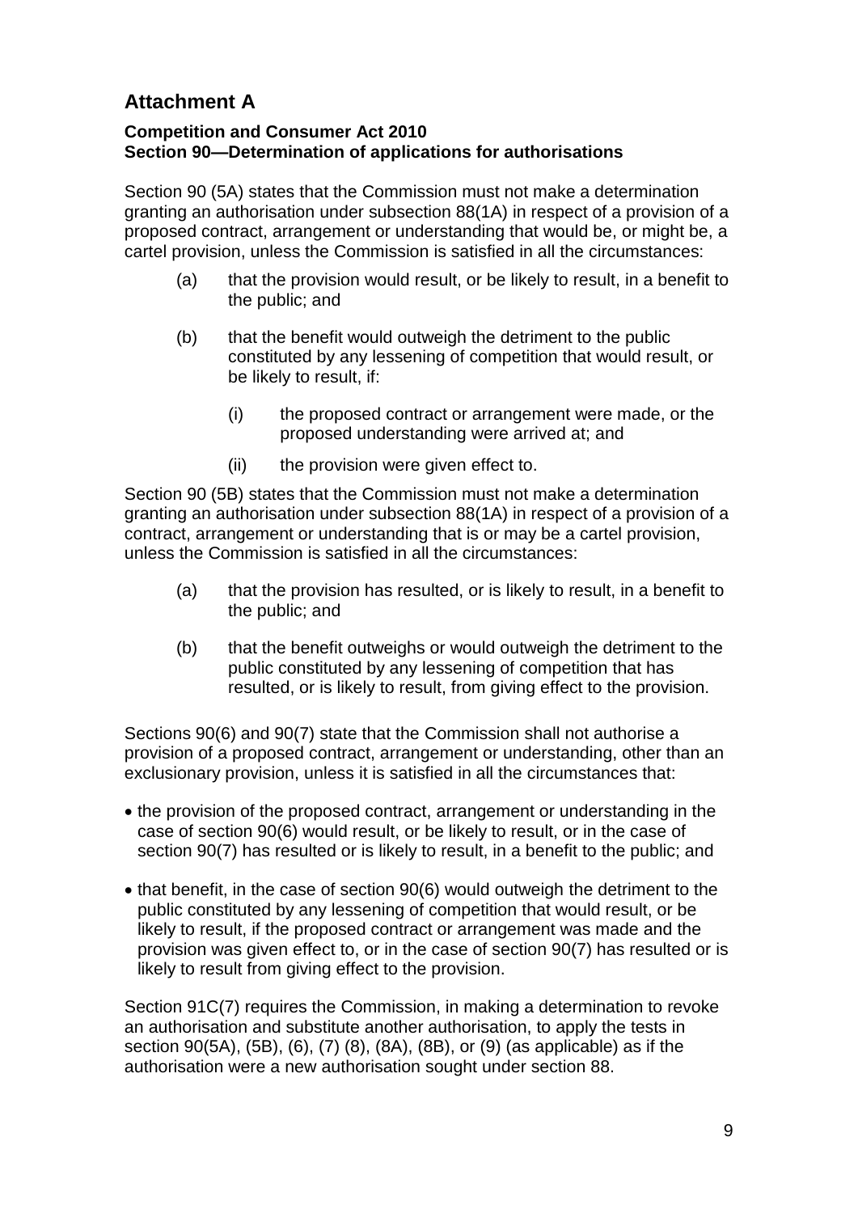## Attachment A

**Competition and Consumer Act 2010**
**Section 90—Determination of applications for authorisations**

Section 90 (5A) states that the Commission must not make a determination granting an authorisation under subsection 88(1A) in respect of a provision of a proposed contract, arrangement or understanding that would be, or might be, a cartel provision, unless the Commission is satisfied in all the circumstances:

(a) that the provision would result, or be likely to result, in a benefit to the public; and

(b) that the benefit would outweigh the detriment to the public constituted by any lessening of competition that would result, or be likely to result, if:

  (i) the proposed contract or arrangement were made, or the proposed understanding were arrived at; and

  (ii) the provision were given effect to.

Section 90 (5B) states that the Commission must not make a determination granting an authorisation under subsection 88(1A) in respect of a provision of a contract, arrangement or understanding that is or may be a cartel provision, unless the Commission is satisfied in all the circumstances:

(a) that the provision has resulted, or is likely to result, in a benefit to the public; and

(b) that the benefit outweighs or would outweigh the detriment to the public constituted by any lessening of competition that has resulted, or is likely to result, from giving effect to the provision.

Sections 90(6) and 90(7) state that the Commission shall not authorise a provision of a proposed contract, arrangement or understanding, other than an exclusionary provision, unless it is satisfied in all the circumstances that:

- the provision of the proposed contract, arrangement or understanding in the case of section 90(6) would result, or be likely to result, or in the case of section 90(7) has resulted or is likely to result, in a benefit to the public; and
- that benefit, in the case of section 90(6) would outweigh the detriment to the public constituted by any lessening of competition that would result, or be likely to result, if the proposed contract or arrangement was made and the provision was given effect to, or in the case of section 90(7) has resulted or is likely to result from giving effect to the provision.

Section 91C(7) requires the Commission, in making a determination to revoke an authorisation and substitute another authorisation, to apply the tests in section 90(5A), (5B), (6), (7) (8), (8A), (8B), or (9) (as applicable) as if the authorisation were a new authorisation sought under section 88.